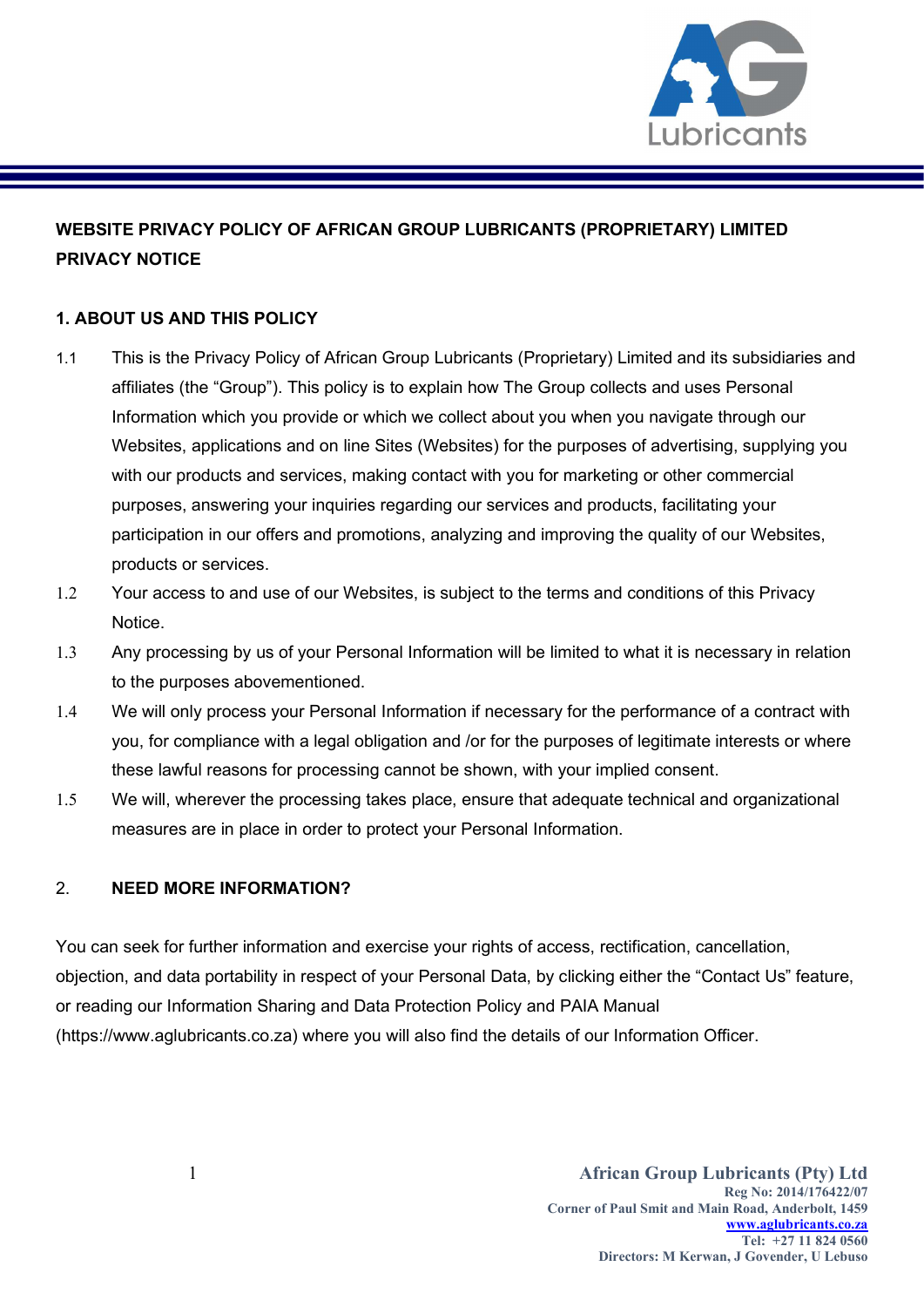**WEBSITE PRIVACY POLICY OF AFRICAN GROUP LUBRICANTS (PROPRIETARY) LIMITED**
**PRIVACY NOTICE**

## 1. ABOUT US AND THIS POLICY

1.1 This is the Privacy Policy of African Group Lubricants (Proprietary) Limited and its subsidiaries and affiliates (the "Group"). This policy is to explain how The Group collects and uses Personal Information which you provide or which we collect about you when you navigate through our Websites, applications and on line Sites (Websites) for the purposes of advertising, supplying you with our products and services, making contact with you for marketing or other commercial purposes, answering your inquiries regarding our services and products, facilitating your participation in our offers and promotions, analyzing and improving the quality of our Websites, products or services.

1.2 Your access to and use of our Websites, is subject to the terms and conditions of this Privacy Notice.

1.3 Any processing by us of your Personal Information will be limited to what it is necessary in relation to the purposes abovementioned.

1.4 We will only process your Personal Information if necessary for the performance of a contract with you, for compliance with a legal obligation and /or for the purposes of legitimate interests or where these lawful reasons for processing cannot be shown, with your implied consent.

1.5 We will, wherever the processing takes place, ensure that adequate technical and organizational measures are in place in order to protect your Personal Information.

## 2. NEED MORE INFORMATION?

You can seek for further information and exercise your rights of access, rectification, cancellation, objection, and data portability in respect of your Personal Data, by clicking either the "Contact Us" feature, or reading our Information Sharing and Data Protection Policy and PAIA Manual (https://www.aglubricants.co.za) where you will also find the details of our Information Officer.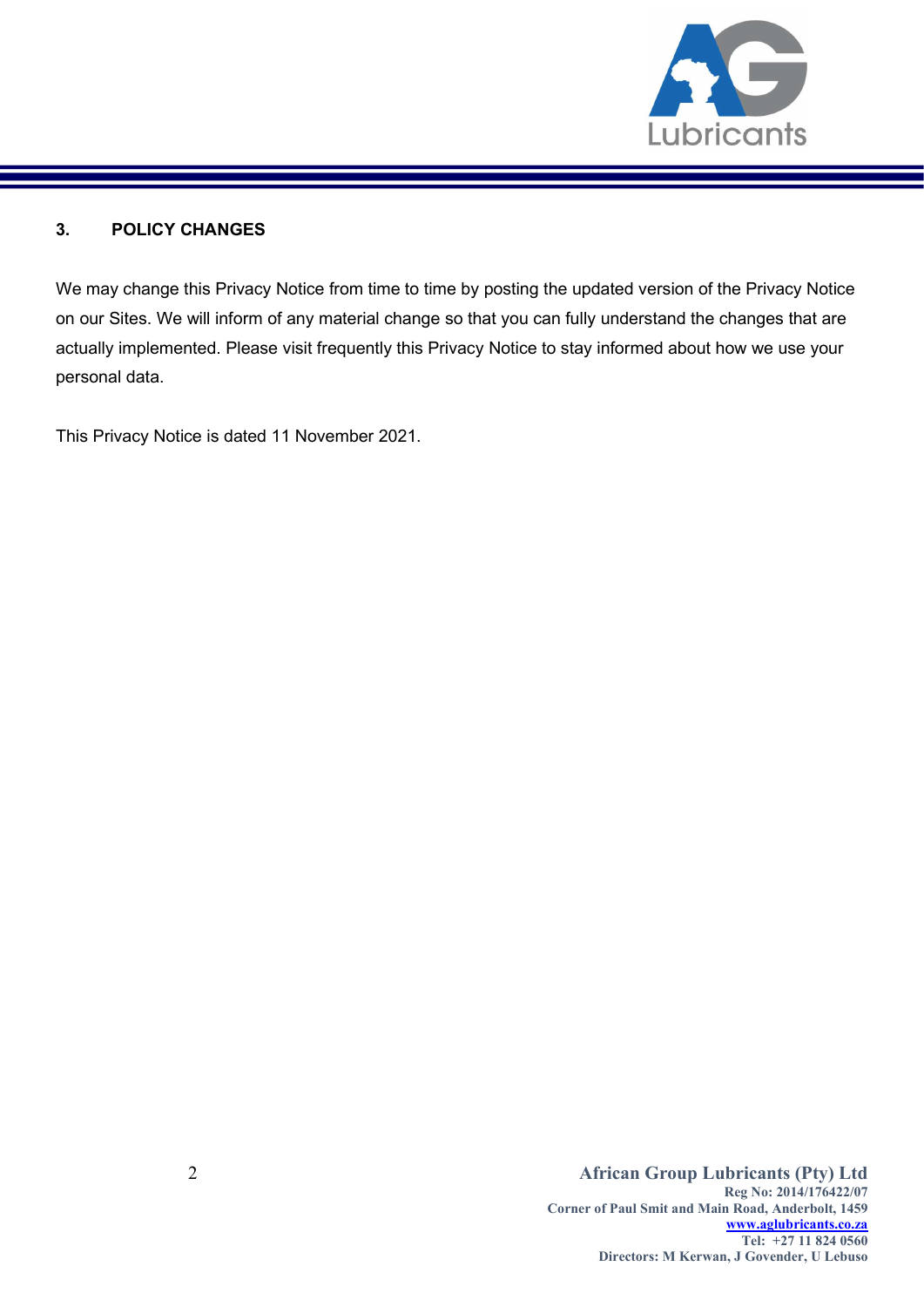## 3. POLICY CHANGES

We may change this Privacy Notice from time to time by posting the updated version of the Privacy Notice on our Sites. We will inform of any material change so that you can fully understand the changes that are actually implemented. Please visit frequently this Privacy Notice to stay informed about how we use your personal data.

This Privacy Notice is dated 11 November 2021.